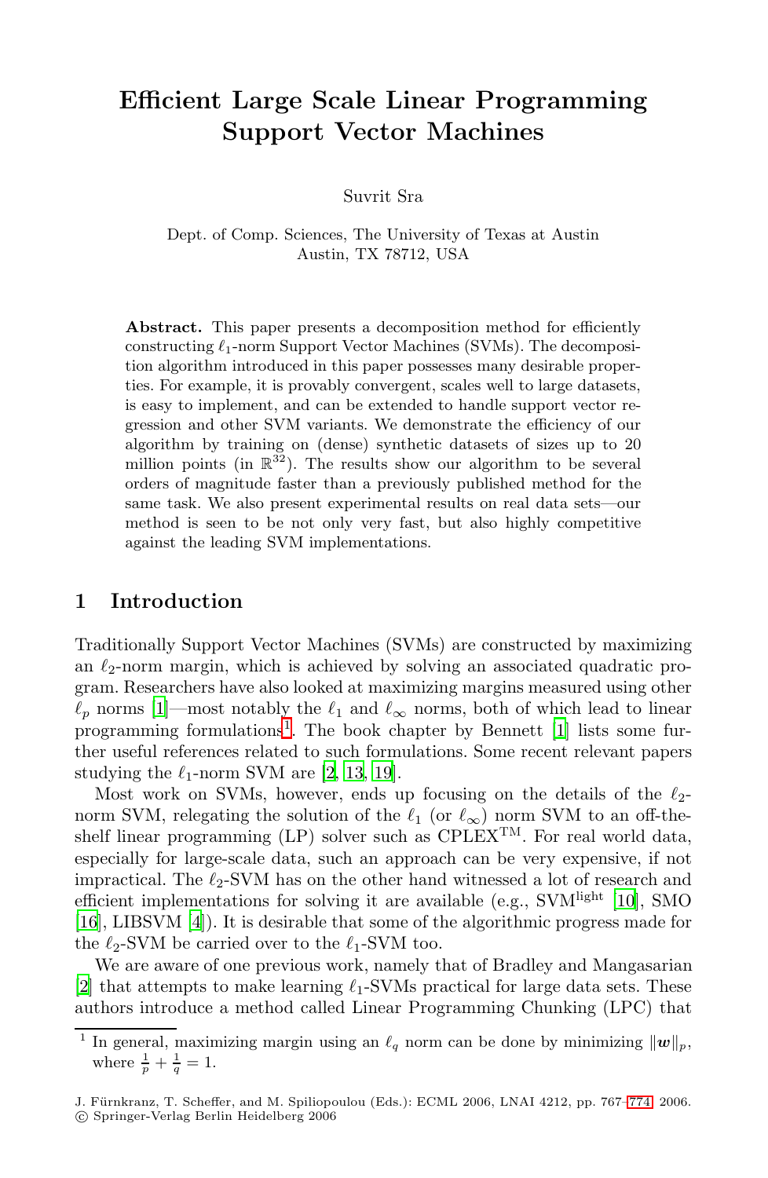# Efficient Large Scale Linear Programming Support Vector Machines

Suvrit Sra

Dept. of Comp. Sciences, The University of Texas at Austin
Austin, TX 78712, USA

**Abstract.** This paper presents a decomposition method for efficiently constructing $\ell_1$-norm Support Vector Machines (SVMs). The decomposition algorithm introduced in this paper possesses many desirable properties. For example, it is provably convergent, scales well to large datasets, is easy to implement, and can be extended to handle support vector regression and other SVM variants. We demonstrate the efficiency of our algorithm by training on (dense) synthetic datasets of sizes up to 20 million points (in $\mathbb{R}^{32}$). The results show our algorithm to be several orders of magnitude faster than a previously published method for the same task. We also present experimental results on real data sets—our method is seen to be not only very fast, but also highly competitive against the leading SVM implementations.

## 1 Introduction

Traditionally Support Vector Machines (SVMs) are constructed by maximizing an $\ell_2$-norm margin, which is achieved by solving an associated quadratic program. Researchers have also looked at maximizing margins measured using other $\ell_p$ norms [1]—most notably the $\ell_1$ and $\ell_\infty$ norms, both of which lead to linear programming formulations[1]. The book chapter by Bennett [1] lists some further useful references related to such formulations. Some recent relevant papers studying the $\ell_1$-norm SVM are [2, 13, 19].

Most work on SVMs, however, ends up focusing on the details of the $\ell_2$-norm SVM, relegating the solution of the $\ell_1$ (or $\ell_\infty$) norm SVM to an off-the-shelf linear programming (LP) solver such as CPLEX™. For real world data, especially for large-scale data, such an approach can be very expensive, if not impractical. The $\ell_2$-SVM has on the other hand witnessed a lot of research and efficient implementations for solving it are available (e.g., SVM$^{\text{light}}$ [10], SMO [16], LIBSVM [4]). It is desirable that some of the algorithmic progress made for the $\ell_2$-SVM be carried over to the $\ell_1$-SVM too.

We are aware of one previous work, namely that of Bradley and Mangasarian [2] that attempts to make learning $\ell_1$-SVMs practical for large data sets. These authors introduce a method called Linear Programming Chunking (LPC) that

[1] In general, maximizing margin using an $\ell_q$ norm can be done by minimizing $\|\boldsymbol{w}\|_p$, where $\frac{1}{p} + \frac{1}{q} = 1$.

J. Fürnkranz, T. Scheffer, and M. Spiliopoulou (Eds.): ECML 2006, LNAI 4212, pp. 767–774, 2006.
© Springer-Verlag Berlin Heidelberg 2006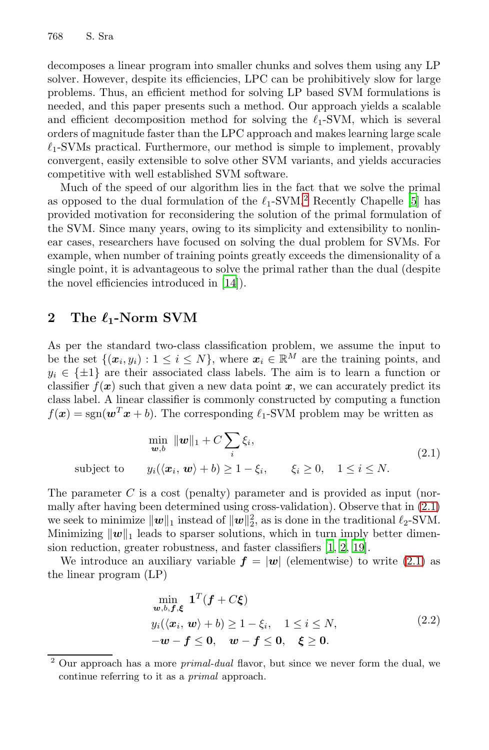decomposes a linear program into smaller chunks and solves them using any LP solver. However, despite its efficiencies, LPC can be prohibitively slow for large problems. Thus, an efficient method for solving LP based SVM formulations is needed, and this paper presents such a method. Our approach yields a scalable and efficient decomposition method for solving the $\ell_1$-SVM, which is several orders of magnitude faster than the LPC approach and makes learning large scale $\ell_1$-SVMs practical. Furthermore, our method is simple to implement, provably convergent, easily extensible to solve other SVM variants, and yields accuracies competitive with well established SVM software.

Much of the speed of our algorithm lies in the fact that we solve the primal as opposed to the dual formulation of the $\ell_1$-SVM.[2] Recently Chapelle [5] has provided motivation for reconsidering the solution of the primal formulation of the SVM. Since many years, owing to its simplicity and extensibility to nonlinear cases, researchers have focused on solving the dual problem for SVMs. For example, when number of training points greatly exceeds the dimensionality of a single point, it is advantageous to solve the primal rather than the dual (despite the novel efficiencies introduced in [14]).

## 2 The $\ell_1$-Norm SVM

As per the standard two-class classification problem, we assume the input to be the set $\{(\boldsymbol{x}_i, y_i) : 1 \leq i \leq N\}$, where $\boldsymbol{x}_i \in \mathbb{R}^M$ are the training points, and $y_i \in \{\pm 1\}$ are their associated class labels. The aim is to learn a function or classifier $f(\boldsymbol{x})$ such that given a new data point $\boldsymbol{x}$, we can accurately predict its class label. A linear classifier is commonly constructed by computing a function $f(\boldsymbol{x}) = \text{sgn}(\boldsymbol{w}^T\boldsymbol{x} + b)$. The corresponding $\ell_1$-SVM problem may be written as

$$
\begin{aligned}
&\min_{\boldsymbol{w},b} \ \|\boldsymbol{w}\|_1 + C\sum_i \xi_i, \\
\text{subject to} \quad & y_i(\langle \boldsymbol{x}_i,\, \boldsymbol{w}\rangle + b) \geq 1 - \xi_i, \qquad \xi_i \geq 0, \quad 1 \leq i \leq N.
\end{aligned}
\tag{2.1}
$$

The parameter $C$ is a cost (penalty) parameter and is provided as input (normally after having been determined using cross-validation). Observe that in (2.1) we seek to minimize $\|\boldsymbol{w}\|_1$ instead of $\|\boldsymbol{w}\|_2^2$, as is done in the traditional $\ell_2$-SVM. Minimizing $\|\boldsymbol{w}\|_1$ leads to sparser solutions, which in turn imply better dimension reduction, greater robustness, and faster classifiers [1, 2, 19].

We introduce an auxiliary variable $\boldsymbol{f} = |\boldsymbol{w}|$ (elementwise) to write (2.1) as the linear program (LP)

$$
\begin{aligned}
&\min_{\boldsymbol{w},b,\boldsymbol{f},\boldsymbol{\xi}} \ \mathbf{1}^T(\boldsymbol{f} + C\boldsymbol{\xi}) \\
&y_i(\langle \boldsymbol{x}_i,\, \boldsymbol{w}\rangle + b) \geq 1 - \xi_i, \quad 1 \leq i \leq N, \\
&-\boldsymbol{w} - \boldsymbol{f} \leq \mathbf{0}, \quad \boldsymbol{w} - \boldsymbol{f} \leq \mathbf{0}, \quad \boldsymbol{\xi} \geq \mathbf{0}.
\end{aligned}
\tag{2.2}
$$

[2] Our approach has a more *primal-dual* flavor, but since we never form the dual, we continue referring to it as a *primal* approach.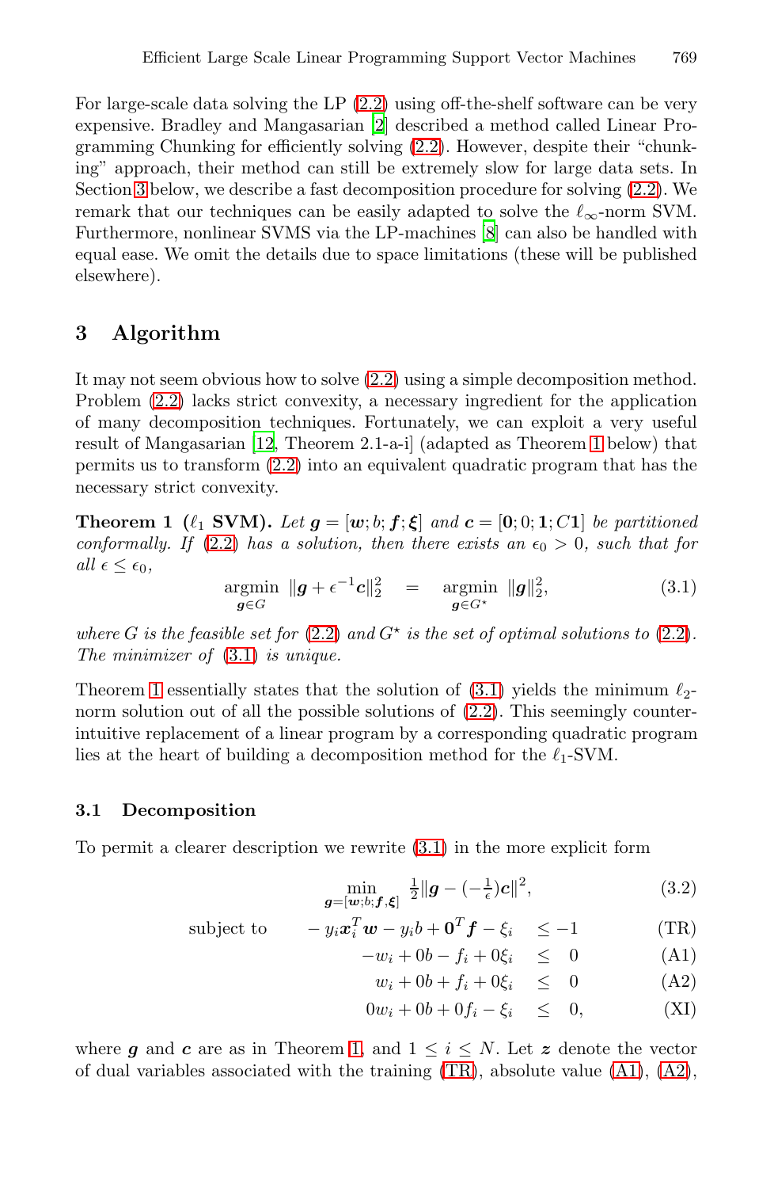For large-scale data solving the LP (2.2) using off-the-shelf software can be very expensive. Bradley and Mangasarian [2] described a method called Linear Programming Chunking for efficiently solving (2.2). However, despite their "chunking" approach, their method can still be extremely slow for large data sets. In Section 3 below, we describe a fast decomposition procedure for solving (2.2). We remark that our techniques can be easily adapted to solve the $\ell_\infty$-norm SVM. Furthermore, nonlinear SVMS via the LP-machines [8] can also be handled with equal ease. We omit the details due to space limitations (these will be published elsewhere).

## 3 Algorithm

It may not seem obvious how to solve (2.2) using a simple decomposition method. Problem (2.2) lacks strict convexity, a necessary ingredient for the application of many decomposition techniques. Fortunately, we can exploit a very useful result of Mangasarian [12, Theorem 2.1-a-i] (adapted as Theorem 1 below) that permits us to transform (2.2) into an equivalent quadratic program that has the necessary strict convexity.

**Theorem 1 ($\ell_1$ SVM).** *Let $\boldsymbol{g} = [\boldsymbol{w}; b; \boldsymbol{f}; \boldsymbol{\xi}]$ and $\boldsymbol{c} = [\boldsymbol{0}; 0; \boldsymbol{1}; C\boldsymbol{1}]$ be partitioned conformally. If (2.2) has a solution, then there exists an $\epsilon_0 > 0$, such that for all $\epsilon \leq \epsilon_0$,*

$$\underset{\boldsymbol{g}\in G}{\operatorname{argmin}} \ \|\boldsymbol{g} + \epsilon^{-1}\boldsymbol{c}\|_2^2 \quad = \quad \underset{\boldsymbol{g}\in G^\star}{\operatorname{argmin}} \ \|\boldsymbol{g}\|_2^2, \tag{3.1}$$

*where $G$ is the feasible set for (2.2) and $G^\star$ is the set of optimal solutions to (2.2). The minimizer of (3.1) is unique.*

Theorem 1 essentially states that the solution of (3.1) yields the minimum $\ell_2$-norm solution out of all the possible solutions of (2.2). This seemingly counter-intuitive replacement of a linear program by a corresponding quadratic program lies at the heart of building a decomposition method for the $\ell_1$-SVM.

### 3.1 Decomposition

To permit a clearer description we rewrite (3.1) in the more explicit form

$$\min_{\boldsymbol{g}=[\boldsymbol{w};b;\boldsymbol{f};\boldsymbol{\xi}]} \ \tfrac{1}{2}\|\boldsymbol{g} - (-\tfrac{1}{\epsilon})\boldsymbol{c}\|^2, \tag{3.2}$$

$$\begin{aligned}
\text{subject to} \qquad -y_i\boldsymbol{x}_i^T\boldsymbol{w} - y_i b + \boldsymbol{0}^T\boldsymbol{f} - \xi_i \ &\leq -1 && \text{(TR)}\\
-w_i + 0b - f_i + 0\xi_i \ &\leq \ 0 && \text{(A1)}\\
w_i + 0b + f_i + 0\xi_i \ &\leq \ 0 && \text{(A2)}\\
0w_i + 0b + 0f_i - \xi_i \ &\leq \ 0, && \text{(XI)}
\end{aligned}$$

where $\boldsymbol{g}$ and $\boldsymbol{c}$ are as in Theorem 1, and $1 \leq i \leq N$. Let $\boldsymbol{z}$ denote the vector of dual variables associated with the training (TR), absolute value (A1), (A2),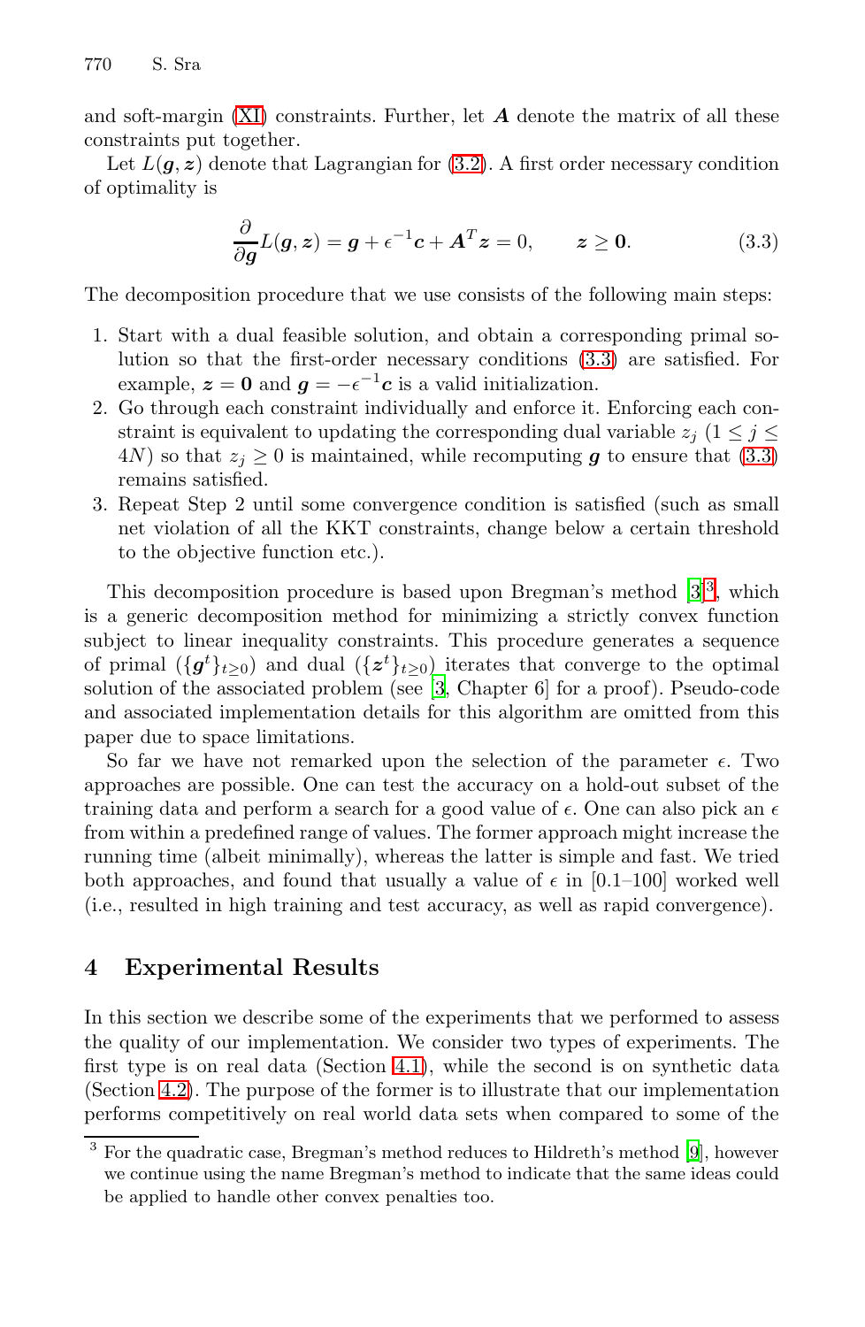and soft-margin (XI) constraints. Further, let $\boldsymbol{A}$ denote the matrix of all these constraints put together.

Let $L(\boldsymbol{g}, \boldsymbol{z})$ denote that Lagrangian for (3.2). A first order necessary condition of optimality is

$$\frac{\partial}{\partial \boldsymbol{g}} L(\boldsymbol{g}, \boldsymbol{z}) = \boldsymbol{g} + \epsilon^{-1}\boldsymbol{c} + \boldsymbol{A}^T \boldsymbol{z} = 0, \qquad \boldsymbol{z} \geq \boldsymbol{0}. \tag{3.3}$$

The decomposition procedure that we use consists of the following main steps:

1. Start with a dual feasible solution, and obtain a corresponding primal solution so that the first-order necessary conditions (3.3) are satisfied. For example, $\boldsymbol{z} = \boldsymbol{0}$ and $\boldsymbol{g} = -\epsilon^{-1}\boldsymbol{c}$ is a valid initialization.
2. Go through each constraint individually and enforce it. Enforcing each constraint is equivalent to updating the corresponding dual variable $z_j$ ($1 \leq j \leq 4N$) so that $z_j \geq 0$ is maintained, while recomputing $\boldsymbol{g}$ to ensure that (3.3) remains satisfied.
3. Repeat Step 2 until some convergence condition is satisfied (such as small net violation of all the KKT constraints, change below a certain threshold to the objective function etc.).

This decomposition procedure is based upon Bregman's method [3][3], which is a generic decomposition method for minimizing a strictly convex function subject to linear inequality constraints. This procedure generates a sequence of primal ($\{\boldsymbol{g}^t\}_{t\geq 0}$) and dual ($\{\boldsymbol{z}^t\}_{t\geq 0}$) iterates that converge to the optimal solution of the associated problem (see [3, Chapter 6] for a proof). Pseudo-code and associated implementation details for this algorithm are omitted from this paper due to space limitations.

So far we have not remarked upon the selection of the parameter $\epsilon$. Two approaches are possible. One can test the accuracy on a hold-out subset of the training data and perform a search for a good value of $\epsilon$. One can also pick an $\epsilon$ from within a predefined range of values. The former approach might increase the running time (albeit minimally), whereas the latter is simple and fast. We tried both approaches, and found that usually a value of $\epsilon$ in [0.1–100] worked well (i.e., resulted in high training and test accuracy, as well as rapid convergence).

## 4 Experimental Results

In this section we describe some of the experiments that we performed to assess the quality of our implementation. We consider two types of experiments. The first type is on real data (Section 4.1), while the second is on synthetic data (Section 4.2). The purpose of the former is to illustrate that our implementation performs competitively on real world data sets when compared to some of the

[3] For the quadratic case, Bregman's method reduces to Hildreth's method [9], however we continue using the name Bregman's method to indicate that the same ideas could be applied to handle other convex penalties too.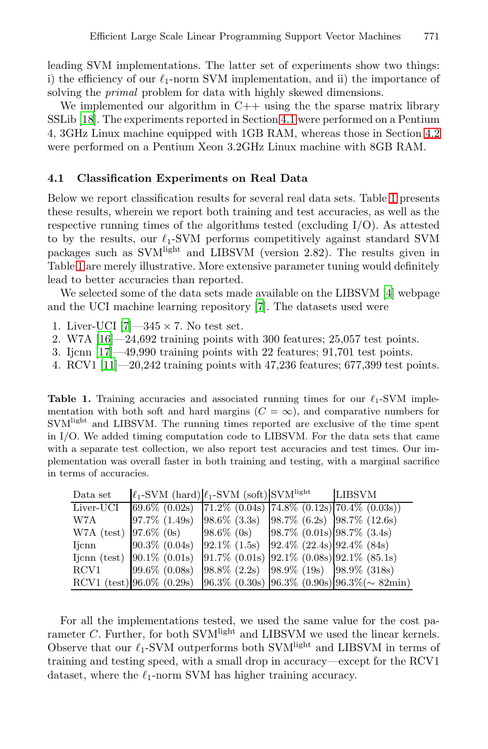leading SVM implementations. The latter set of experiments show two things: i) the efficiency of our $\ell_1$-norm SVM implementation, and ii) the importance of solving the *primal* problem for data with highly skewed dimensions.

We implemented our algorithm in C++ using the the sparse matrix library SSLib [18]. The experiments reported in Section 4.1 were performed on a Pentium 4, 3GHz Linux machine equipped with 1GB RAM, whereas those in Section 4.2 were performed on a Pentium Xeon 3.2GHz Linux machine with 8GB RAM.

### 4.1 Classification Experiments on Real Data

Below we report classification results for several real data sets. Table 1 presents these results, wherein we report both training and test accuracies, as well as the respective running times of the algorithms tested (excluding I/O). As attested to by the results, our $\ell_1$-SVM performs competitively against standard SVM packages such as SVM$^{\text{light}}$ and LIBSVM (version 2.82). The results given in Table 1 are merely illustrative. More extensive parameter tuning would definitely lead to better accuracies than reported.

We selected some of the data sets made available on the LIBSVM [4] webpage and the UCI machine learning repository [7]. The datasets used were

1. Liver-UCI [7]—345 × 7. No test set.
2. W7A [16]—24,692 training points with 300 features; 25,057 test points.
3. Ijcnn [17]—49,990 training points with 22 features; 91,701 test points.
4. RCV1 [11]—20,242 training points with 47,236 features; 677,399 test points.

**Table 1.** Training accuracies and associated running times for our $\ell_1$-SVM implementation with both soft and hard margins ($C = \infty$), and comparative numbers for SVM$^{\text{light}}$ and LIBSVM. The running times reported are exclusive of the time spent in I/O. We added timing computation code to LIBSVM. For the data sets that came with a separate test collection, we also report test accuracies and test times. Our implementation was overall faster in both training and testing, with a marginal sacrifice in terms of accuracies.

| Data set | $\ell_1$-SVM (hard) | $\ell_1$-SVM (soft) | SVM$^{\text{light}}$ | LIBSVM |
|---|---|---|---|---|
| Liver-UCI | 69.6% (0.02s) | 71.2% (0.04s) | 74.8% (0.12s) | 70.4% (0.03s)) |
| W7A | 97.7% (1.49s) | 98.6% (3.3s) | 98.7% (6.2s) | 98.7% (12.6s) |
| W7A (test) | 97.6% (0s) | 98.6% (0s) | 98.7% (0.01s) | 98.7% (3.4s) |
| Ijcnn | 90.3% (0.04s) | 92.1% (1.5s) | 92.4% (22.4s) | 92.4% (84s) |
| Ijcnn (test) | 90.1% (0.01s) | 91.7% (0.01s) | 92.1% (0.08s) | 92.1% (85.1s) |
| RCV1 | 99.6% (0.08s) | 98.8% (2.2s) | 98.9% (19s) | 98.9% (318s) |
| RCV1 (test) | 96.0% (0.29s) | 96.3% (0.30s) | 96.3% (0.90s) | 96.3%($\sim$ 82min) |

For all the implementations tested, we used the same value for the cost parameter $C$. Further, for both SVM$^{\text{light}}$ and LIBSVM we used the linear kernels. Observe that our $\ell_1$-SVM outperforms both SVM$^{\text{light}}$ and LIBSVM in terms of training and testing speed, with a small drop in accuracy—except for the RCV1 dataset, where the $\ell_1$-norm SVM has higher training accuracy.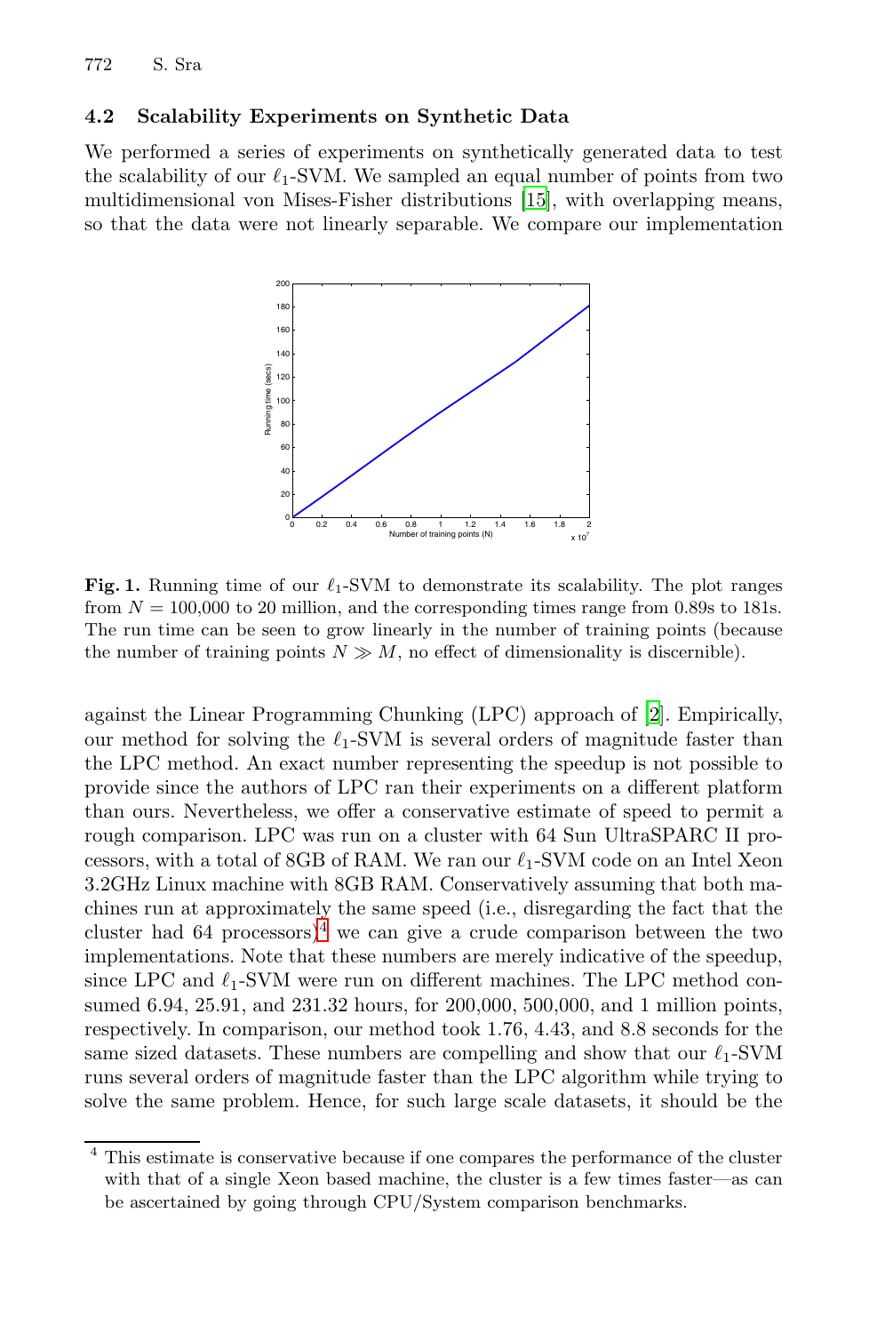### 4.2 Scalability Experiments on Synthetic Data

We performed a series of experiments on synthetically generated data to test the scalability of our $\ell_1$-SVM. We sampled an equal number of points from two multidimensional von Mises-Fisher distributions [15], with overlapping means, so that the data were not linearly separable. We compare our implementation

**Fig. 1.** Running time of our $\ell_1$-SVM to demonstrate its scalability. The plot ranges from $N = 100{,}000$ to 20 million, and the corresponding times range from 0.89s to 181s. The run time can be seen to grow linearly in the number of training points (because the number of training points $N \gg M$, no effect of dimensionality is discernible).

against the Linear Programming Chunking (LPC) approach of [2]. Empirically, our method for solving the $\ell_1$-SVM is several orders of magnitude faster than the LPC method. An exact number representing the speedup is not possible to provide since the authors of LPC ran their experiments on a different platform than ours. Nevertheless, we offer a conservative estimate of speed to permit a rough comparison. LPC was run on a cluster with 64 Sun UltraSPARC II processors, with a total of 8GB of RAM. We ran our $\ell_1$-SVM code on an Intel Xeon 3.2GHz Linux machine with 8GB RAM. Conservatively assuming that both machines run at approximately the same speed (i.e., disregarding the fact that the cluster had 64 processors)[4] we can give a crude comparison between the two implementations. Note that these numbers are merely indicative of the speedup, since LPC and $\ell_1$-SVM were run on different machines. The LPC method consumed 6.94, 25.91, and 231.32 hours, for 200,000, 500,000, and 1 million points, respectively. In comparison, our method took 1.76, 4.43, and 8.8 seconds for the same sized datasets. These numbers are compelling and show that our $\ell_1$-SVM runs several orders of magnitude faster than the LPC algorithm while trying to solve the same problem. Hence, for such large scale datasets, it should be the

---

[4] This estimate is conservative because if one compares the performance of the cluster with that of a single Xeon based machine, the cluster is a few times faster—as can be ascertained by going through CPU/System comparison benchmarks.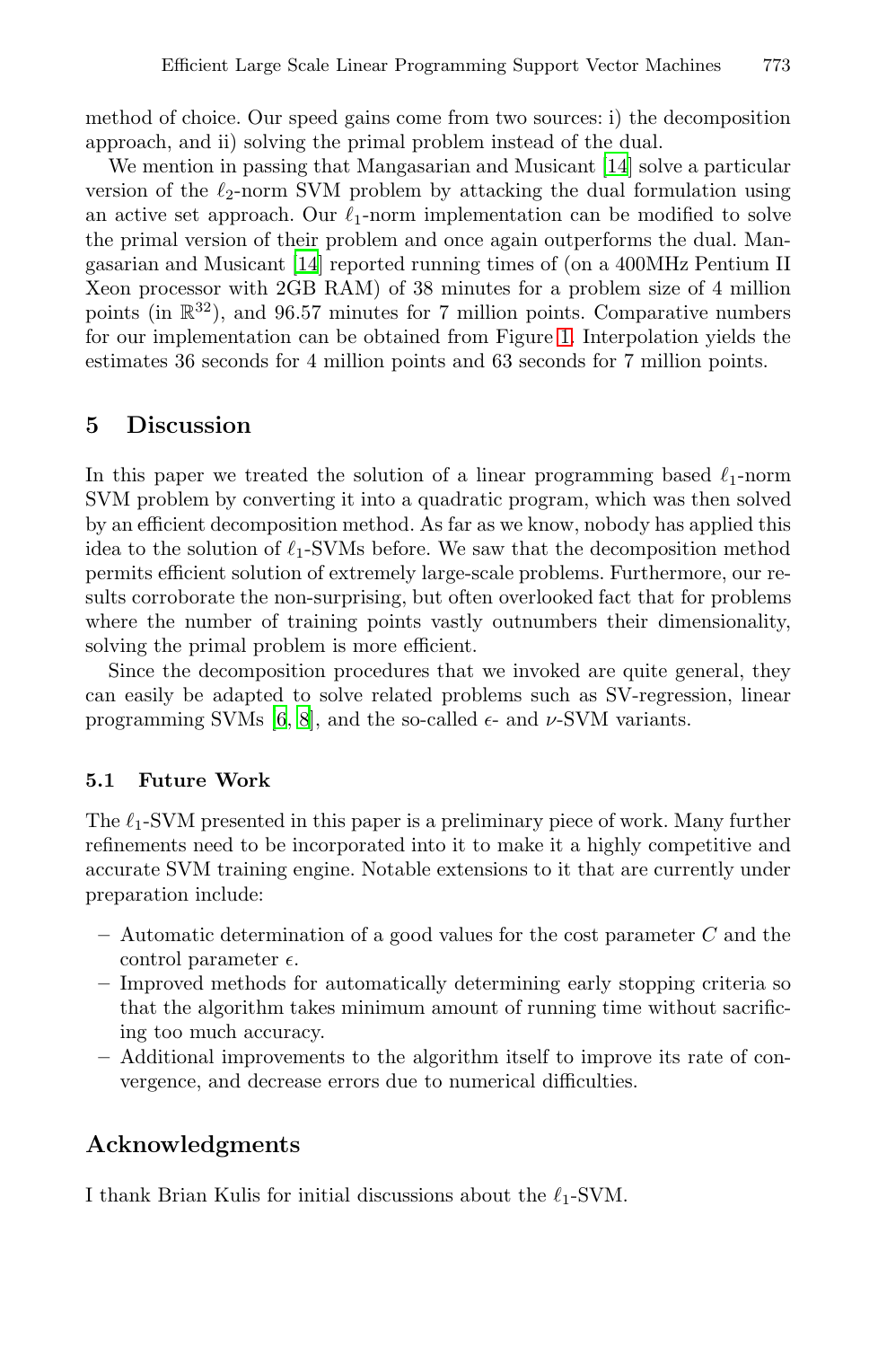method of choice. Our speed gains come from two sources: i) the decomposition approach, and ii) solving the primal problem instead of the dual.

We mention in passing that Mangasarian and Musicant [14] solve a particular version of the $\ell_2$-norm SVM problem by attacking the dual formulation using an active set approach. Our $\ell_1$-norm implementation can be modified to solve the primal version of their problem and once again outperforms the dual. Mangasarian and Musicant [14] reported running times of (on a 400MHz Pentium II Xeon processor with 2GB RAM) of 38 minutes for a problem size of 4 million points (in $\mathbb{R}^{32}$), and 96.57 minutes for 7 million points. Comparative numbers for our implementation can be obtained from Figure 1. Interpolation yields the estimates 36 seconds for 4 million points and 63 seconds for 7 million points.

## 5 Discussion

In this paper we treated the solution of a linear programming based $\ell_1$-norm SVM problem by converting it into a quadratic program, which was then solved by an efficient decomposition method. As far as we know, nobody has applied this idea to the solution of $\ell_1$-SVMs before. We saw that the decomposition method permits efficient solution of extremely large-scale problems. Furthermore, our results corroborate the non-surprising, but often overlooked fact that for problems where the number of training points vastly outnumbers their dimensionality, solving the primal problem is more efficient.

Since the decomposition procedures that we invoked are quite general, they can easily be adapted to solve related problems such as SV-regression, linear programming SVMs [6, 8], and the so-called $\epsilon$- and $\nu$-SVM variants.

### 5.1 Future Work

The $\ell_1$-SVM presented in this paper is a preliminary piece of work. Many further refinements need to be incorporated into it to make it a highly competitive and accurate SVM training engine. Notable extensions to it that are currently under preparation include:

- Automatic determination of a good values for the cost parameter $C$ and the control parameter $\epsilon$.
- Improved methods for automatically determining early stopping criteria so that the algorithm takes minimum amount of running time without sacrificing too much accuracy.
- Additional improvements to the algorithm itself to improve its rate of convergence, and decrease errors due to numerical difficulties.

## Acknowledgments

I thank Brian Kulis for initial discussions about the $\ell_1$-SVM.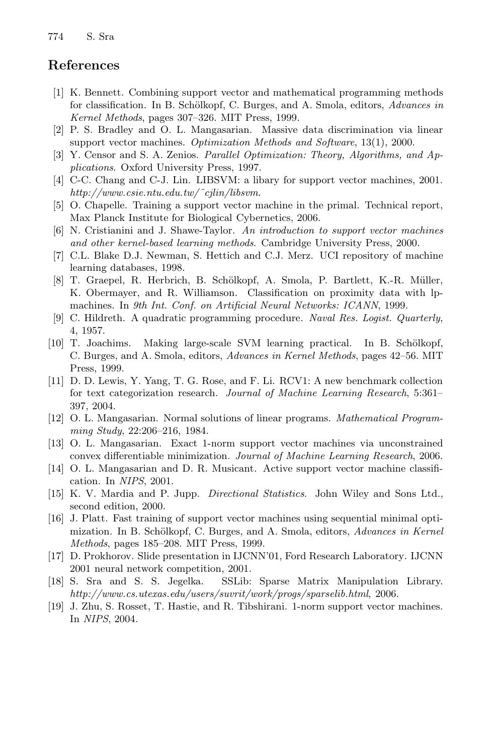## References

1. K. Bennett. Combining support vector and mathematical programming methods for classification. In B. Schölkopf, C. Burges, and A. Smola, editors, *Advances in Kernel Methods*, pages 307–326. MIT Press, 1999.
2. P. S. Bradley and O. L. Mangasarian. Massive data discrimination via linear support vector machines. *Optimization Methods and Software*, 13(1), 2000.
3. Y. Censor and S. A. Zenios. *Parallel Optimization: Theory, Algorithms, and Applications*. Oxford University Press, 1997.
4. C-C. Chang and C-J. Lin. LIBSVM: a libary for support vector machines, 2001. *http://www.csie.ntu.edu.tw/˜cjlin/libsvm*.
5. O. Chapelle. Training a support vector machine in the primal. Technical report, Max Planck Institute for Biological Cybernetics, 2006.
6. N. Cristianini and J. Shawe-Taylor. *An introduction to support vector machines and other kernel-based learning methods*. Cambridge University Press, 2000.
7. C.L. Blake D.J. Newman, S. Hettich and C.J. Merz. UCI repository of machine learning databases, 1998.
8. T. Graepel, R. Herbrich, B. Schölkopf, A. Smola, P. Bartlett, K.-R. Müller, K. Obermayer, and R. Williamson. Classification on proximity data with lp-machines. In *9th Int. Conf. on Artificial Neural Networks: ICANN*, 1999.
9. C. Hildreth. A quadratic programming procedure. *Naval Res. Logist. Quarterly*, 4, 1957.
10. T. Joachims. Making large-scale SVM learning practical. In B. Schölkopf, C. Burges, and A. Smola, editors, *Advances in Kernel Methods*, pages 42–56. MIT Press, 1999.
11. D. D. Lewis, Y. Yang, T. G. Rose, and F. Li. RCV1: A new benchmark collection for text categorization research. *Journal of Machine Learning Research*, 5:361–397, 2004.
12. O. L. Mangasarian. Normal solutions of linear programs. *Mathematical Programming Study*, 22:206–216, 1984.
13. O. L. Mangasarian. Exact 1-norm support vector machines via unconstrained convex differentiable minimization. *Journal of Machine Learning Research*, 2006.
14. O. L. Mangasarian and D. R. Musicant. Active support vector machine classification. In *NIPS*, 2001.
15. K. V. Mardia and P. Jupp. *Directional Statistics*. John Wiley and Sons Ltd., second edition, 2000.
16. J. Platt. Fast training of support vector machines using sequential minimal optimization. In B. Schölkopf, C. Burges, and A. Smola, editors, *Advances in Kernel Methods*, pages 185–208. MIT Press, 1999.
17. D. Prokhorov. Slide presentation in IJCNN'01, Ford Research Laboratory. IJCNN 2001 neural network competition, 2001.
18. S. Sra and S. S. Jegelka. SSLib: Sparse Matrix Manipulation Library. *http://www.cs.utexas.edu/users/suvrit/work/progs/sparselib.html*, 2006.
19. J. Zhu, S. Rosset, T. Hastie, and R. Tibshirani. 1-norm support vector machines. In *NIPS*, 2004.